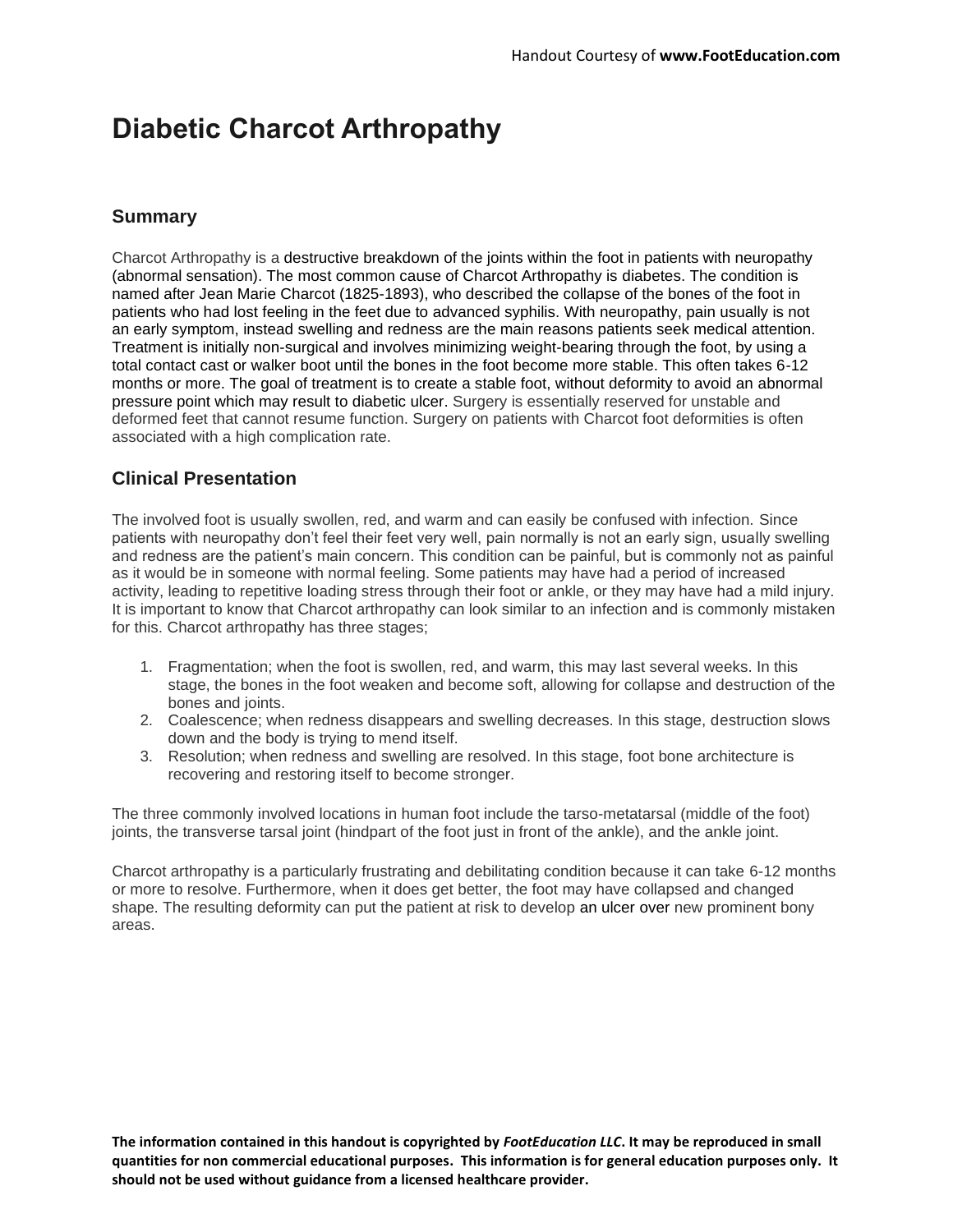# Diabetic Charcot Arthropathy

## Summary

Charcot Arthropathy is a destructive breakdown of the joints within the foot in patients with neuropathy (abnormal sensation). The most common cause of Charcot Arthropathy is diabetes. The condition is named after Jean Marie Charcot (1825-1893), who described the collapse of the bones of the foot in patients who had lost feeling in the feet due to advanced syphilis. With neuropathy, pain usually is not an early symptom, instead swelling and redness are the main reasons patients seek medical attention. Treatment is initially non-surgical and involves minimizing weight-bearing through the foot, by using a total contact cast or walker boot until the bones in the foot become more stable. This often takes 6-12 months or more. The goal of treatment is to create a stable foot, without deformity to avoid an abnormal pressure point which may result to diabetic ulcer. Surgery is essentially reserved for unstable and deformed feet that cannot resume function. Surgery on patients with Charcot foot deformities is often associated with a high complication rate.

## Clinical Presentation

The involved foot is usually swollen, red, and warm and can easily be confused with infection. Since patients with neuropathy don't feel their feet very well, pain normally is not an early sign, usually swelling and redness are the patient's main concern. This condition can be painful, but is commonly not as painful as it would be in someone with normal feeling. Some patients may have had a period of increased activity, leading to repetitive loading stress through their foot or ankle, or they may have had a mild injury. It is important to know that Charcot arthropathy can look similar to an infection and is commonly mistaken for this. Charcot arthropathy has three stages;

1. Fragmentation; when the foot is swollen, red, and warm, this may last several weeks. In this stage, the bones in the foot weaken and become soft, allowing for collapse and destruction of the bones and joints.
2. Coalescence; when redness disappears and swelling decreases. In this stage, destruction slows down and the body is trying to mend itself.
3. Resolution; when redness and swelling are resolved. In this stage, foot bone architecture is recovering and restoring itself to become stronger.

The three commonly involved locations in human foot include the tarso-metatarsal (middle of the foot) joints, the transverse tarsal joint (hindpart of the foot just in front of the ankle), and the ankle joint.

Charcot arthropathy is a particularly frustrating and debilitating condition because it can take 6-12 months or more to resolve. Furthermore, when it does get better, the foot may have collapsed and changed shape. The resulting deformity can put the patient at risk to develop an ulcer over new prominent bony areas.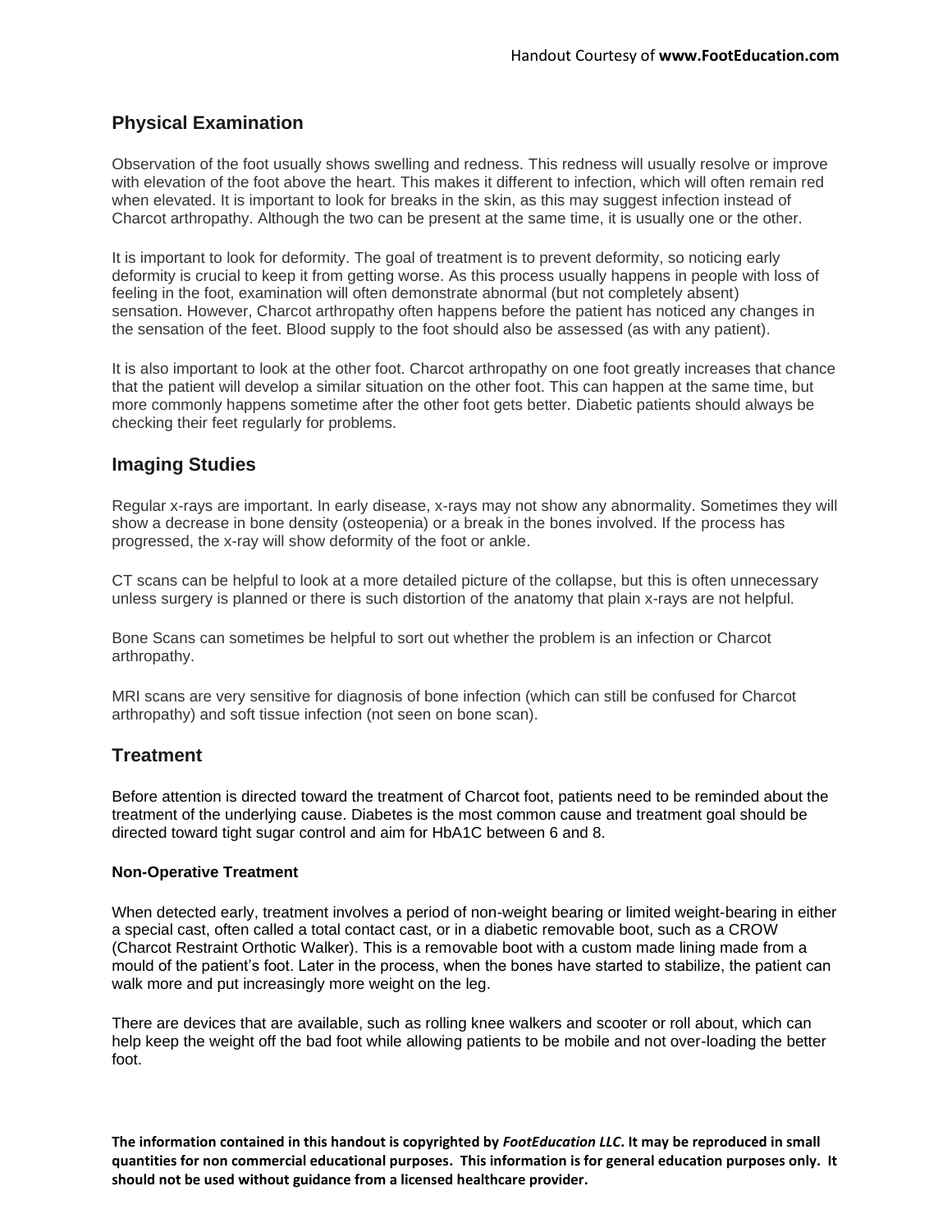## Physical Examination

Observation of the foot usually shows swelling and redness. This redness will usually resolve or improve with elevation of the foot above the heart. This makes it different to infection, which will often remain red when elevated. It is important to look for breaks in the skin, as this may suggest infection instead of Charcot arthropathy. Although the two can be present at the same time, it is usually one or the other.

It is important to look for deformity. The goal of treatment is to prevent deformity, so noticing early deformity is crucial to keep it from getting worse. As this process usually happens in people with loss of feeling in the foot, examination will often demonstrate abnormal (but not completely absent) sensation. However, Charcot arthropathy often happens before the patient has noticed any changes in the sensation of the feet. Blood supply to the foot should also be assessed (as with any patient).

It is also important to look at the other foot. Charcot arthropathy on one foot greatly increases that chance that the patient will develop a similar situation on the other foot. This can happen at the same time, but more commonly happens sometime after the other foot gets better. Diabetic patients should always be checking their feet regularly for problems.

## Imaging Studies

Regular x-rays are important. In early disease, x-rays may not show any abnormality. Sometimes they will show a decrease in bone density (osteopenia) or a break in the bones involved. If the process has progressed, the x-ray will show deformity of the foot or ankle.

CT scans can be helpful to look at a more detailed picture of the collapse, but this is often unnecessary unless surgery is planned or there is such distortion of the anatomy that plain x-rays are not helpful.

Bone Scans can sometimes be helpful to sort out whether the problem is an infection or Charcot arthropathy.

MRI scans are very sensitive for diagnosis of bone infection (which can still be confused for Charcot arthropathy) and soft tissue infection (not seen on bone scan).

## Treatment

Before attention is directed toward the treatment of Charcot foot, patients need to be reminded about the treatment of the underlying cause. Diabetes is the most common cause and treatment goal should be directed toward tight sugar control and aim for HbA1C between 6 and 8.

### Non-Operative Treatment

When detected early, treatment involves a period of non-weight bearing or limited weight-bearing in either a special cast, often called a total contact cast, or in a diabetic removable boot, such as a CROW (Charcot Restraint Orthotic Walker). This is a removable boot with a custom made lining made from a mould of the patient's foot. Later in the process, when the bones have started to stabilize, the patient can walk more and put increasingly more weight on the leg.

There are devices that are available, such as rolling knee walkers and scooter or roll about, which can help keep the weight off the bad foot while allowing patients to be mobile and not over-loading the better foot.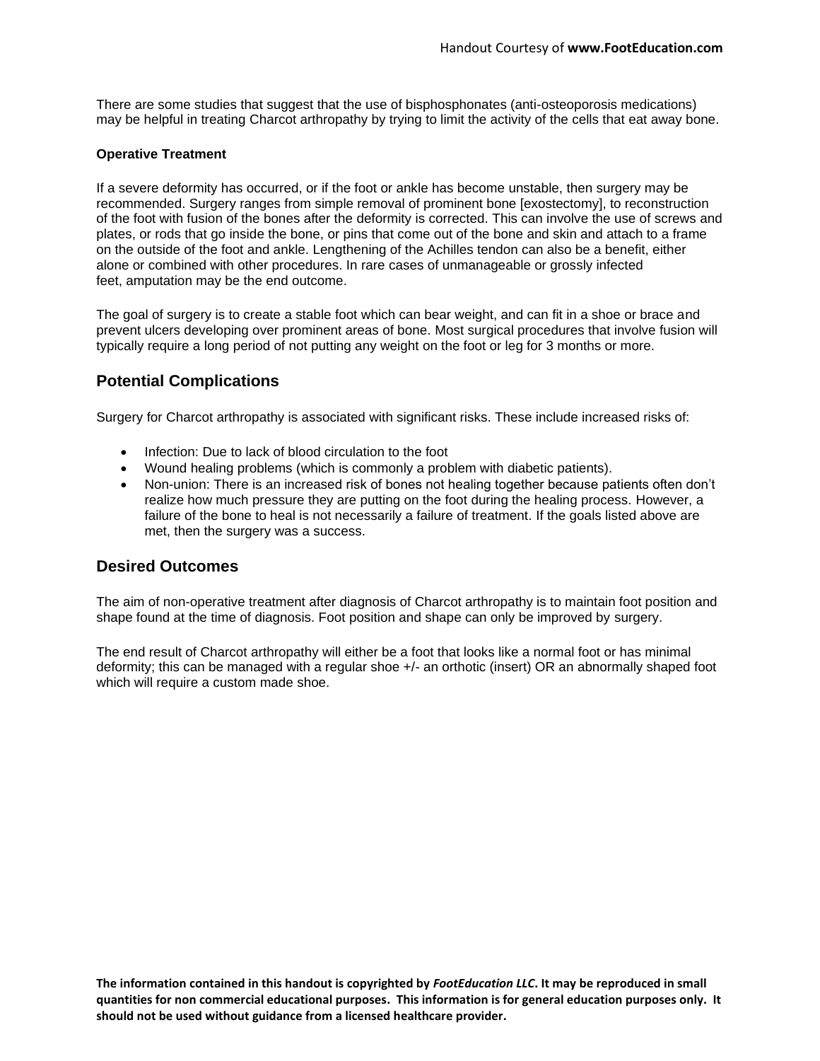There are some studies that suggest that the use of bisphosphonates (anti-osteoporosis medications) may be helpful in treating Charcot arthropathy by trying to limit the activity of the cells that eat away bone.

**Operative Treatment**

If a severe deformity has occurred, or if the foot or ankle has become unstable, then surgery may be recommended. Surgery ranges from simple removal of prominent bone [exostectomy], to reconstruction of the foot with fusion of the bones after the deformity is corrected. This can involve the use of screws and plates, or rods that go inside the bone, or pins that come out of the bone and skin and attach to a frame on the outside of the foot and ankle. Lengthening of the Achilles tendon can also be a benefit, either alone or combined with other procedures. In rare cases of unmanageable or grossly infected feet, amputation may be the end outcome.

The goal of surgery is to create a stable foot which can bear weight, and can fit in a shoe or brace and prevent ulcers developing over prominent areas of bone. Most surgical procedures that involve fusion will typically require a long period of not putting any weight on the foot or leg for 3 months or more.

## Potential Complications

Surgery for Charcot arthropathy is associated with significant risks. These include increased risks of:

- Infection: Due to lack of blood circulation to the foot
- Wound healing problems (which is commonly a problem with diabetic patients).
- Non-union: There is an increased risk of bones not healing together because patients often don't realize how much pressure they are putting on the foot during the healing process. However, a failure of the bone to heal is not necessarily a failure of treatment. If the goals listed above are met, then the surgery was a success.

## Desired Outcomes

The aim of non-operative treatment after diagnosis of Charcot arthropathy is to maintain foot position and shape found at the time of diagnosis. Foot position and shape can only be improved by surgery.

The end result of Charcot arthropathy will either be a foot that looks like a normal foot or has minimal deformity; this can be managed with a regular shoe +/- an orthotic (insert) OR an abnormally shaped foot which will require a custom made shoe.